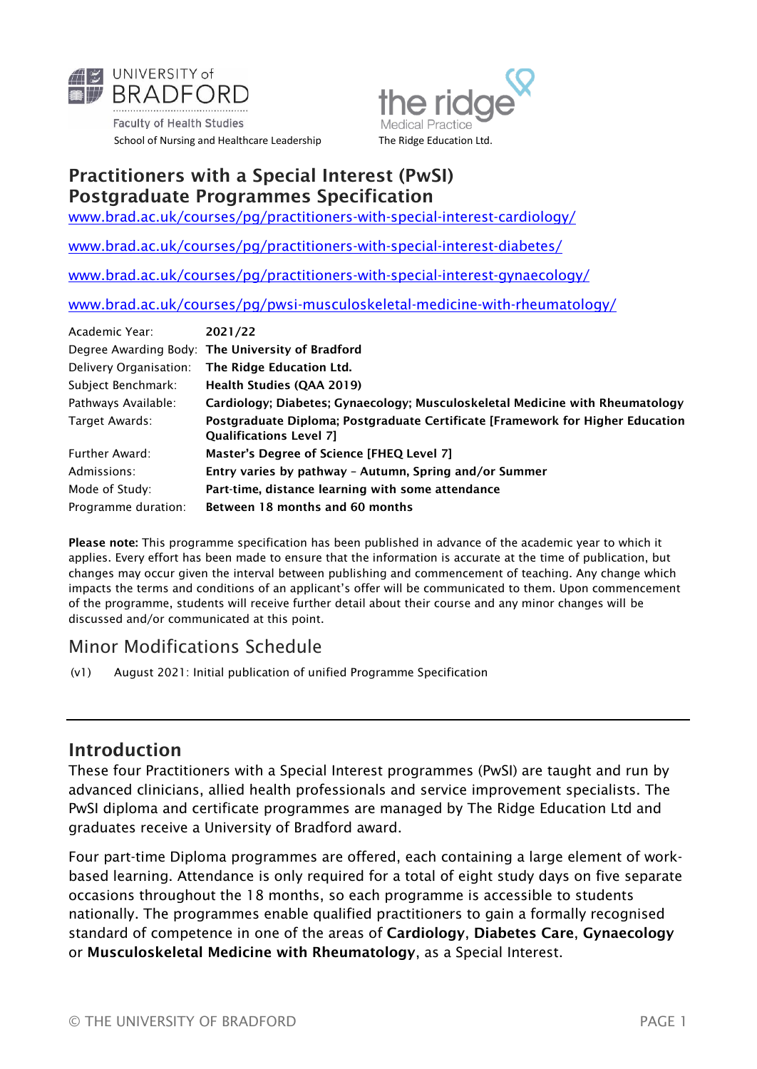UNIVERSITY of BRADFORD
Faculty of Health Studies
School of Nursing and Healthcare Leadership

the ridge Medical Practice
The Ridge Education Ltd.

# Practitioners with a Special Interest (PwSI) Postgraduate Programmes Specification

www.brad.ac.uk/courses/pg/practitioners-with-special-interest-cardiology/

www.brad.ac.uk/courses/pg/practitioners-with-special-interest-diabetes/

www.brad.ac.uk/courses/pg/practitioners-with-special-interest-gynaecology/

www.brad.ac.uk/courses/pg/pwsi-musculoskeletal-medicine-with-rheumatology/

| | |
|---|---|
| Academic Year: | **2021/22** |
| Degree Awarding Body: | **The University of Bradford** |
| Delivery Organisation: | **The Ridge Education Ltd.** |
| Subject Benchmark: | **Health Studies (QAA 2019)** |
| Pathways Available: | **Cardiology; Diabetes; Gynaecology; Musculoskeletal Medicine with Rheumatology** |
| Target Awards: | **Postgraduate Diploma; Postgraduate Certificate [Framework for Higher Education Qualifications Level 7]** |
| Further Award: | **Master's Degree of Science [FHEQ Level 7]** |
| Admissions: | **Entry varies by pathway – Autumn, Spring and/or Summer** |
| Mode of Study: | **Part-time, distance learning with some attendance** |
| Programme duration: | **Between 18 months and 60 months** |

**Please note:** This programme specification has been published in advance of the academic year to which it applies. Every effort has been made to ensure that the information is accurate at the time of publication, but changes may occur given the interval between publishing and commencement of teaching. Any change which impacts the terms and conditions of an applicant's offer will be communicated to them. Upon commencement of the programme, students will receive further detail about their course and any minor changes will be discussed and/or communicated at this point.

## Minor Modifications Schedule

(v1) August 2021: Initial publication of unified Programme Specification

---

## Introduction

These four Practitioners with a Special Interest programmes (PwSI) are taught and run by advanced clinicians, allied health professionals and service improvement specialists. The PwSI diploma and certificate programmes are managed by The Ridge Education Ltd and graduates receive a University of Bradford award.

Four part-time Diploma programmes are offered, each containing a large element of work-based learning. Attendance is only required for a total of eight study days on five separate occasions throughout the 18 months, so each programme is accessible to students nationally. The programmes enable qualified practitioners to gain a formally recognised standard of competence in one of the areas of **Cardiology**, **Diabetes Care**, **Gynaecology** or **Musculoskeletal Medicine with Rheumatology**, as a Special Interest.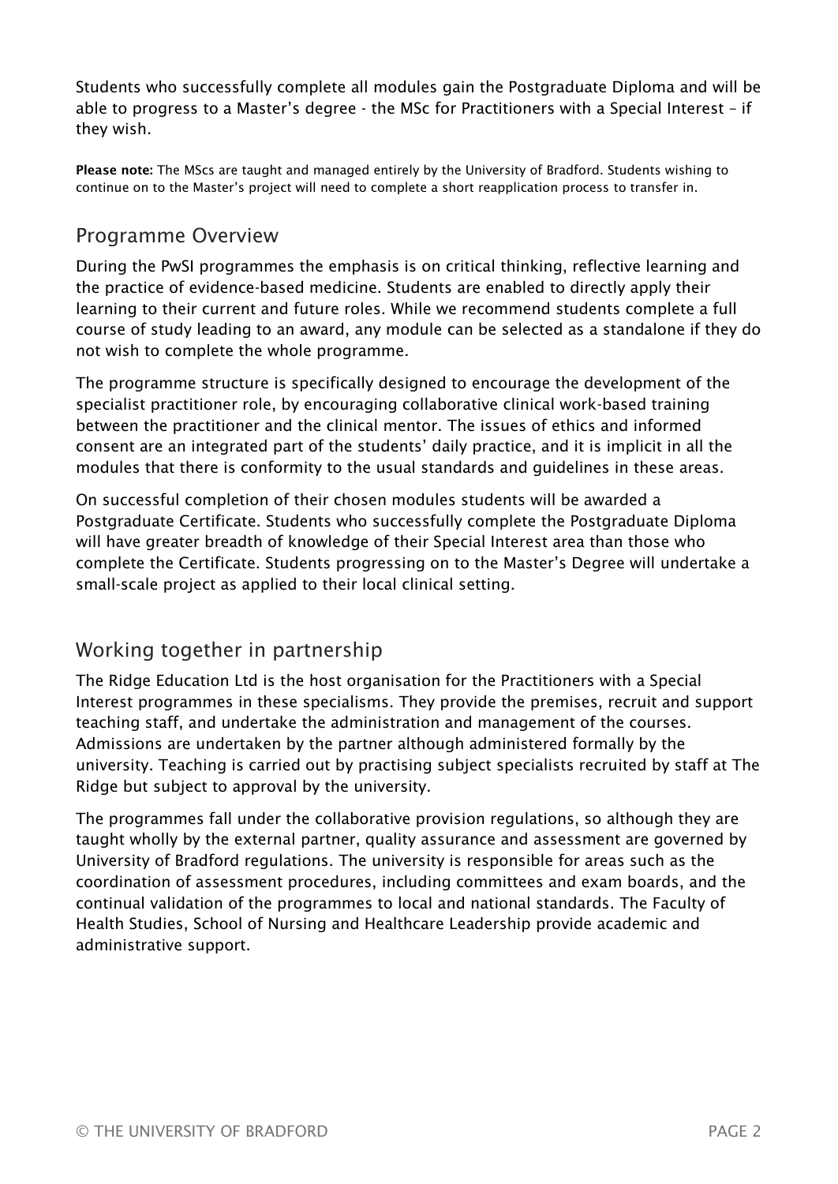Students who successfully complete all modules gain the Postgraduate Diploma and will be able to progress to a Master's degree - the MSc for Practitioners with a Special Interest – if they wish.

**Please note:** The MScs are taught and managed entirely by the University of Bradford. Students wishing to continue on to the Master's project will need to complete a short reapplication process to transfer in.

## Programme Overview

During the PwSI programmes the emphasis is on critical thinking, reflective learning and the practice of evidence-based medicine. Students are enabled to directly apply their learning to their current and future roles. While we recommend students complete a full course of study leading to an award, any module can be selected as a standalone if they do not wish to complete the whole programme.

The programme structure is specifically designed to encourage the development of the specialist practitioner role, by encouraging collaborative clinical work-based training between the practitioner and the clinical mentor. The issues of ethics and informed consent are an integrated part of the students' daily practice, and it is implicit in all the modules that there is conformity to the usual standards and guidelines in these areas.

On successful completion of their chosen modules students will be awarded a Postgraduate Certificate. Students who successfully complete the Postgraduate Diploma will have greater breadth of knowledge of their Special Interest area than those who complete the Certificate. Students progressing on to the Master's Degree will undertake a small-scale project as applied to their local clinical setting.

## Working together in partnership

The Ridge Education Ltd is the host organisation for the Practitioners with a Special Interest programmes in these specialisms. They provide the premises, recruit and support teaching staff, and undertake the administration and management of the courses. Admissions are undertaken by the partner although administered formally by the university. Teaching is carried out by practising subject specialists recruited by staff at The Ridge but subject to approval by the university.

The programmes fall under the collaborative provision regulations, so although they are taught wholly by the external partner, quality assurance and assessment are governed by University of Bradford regulations. The university is responsible for areas such as the coordination of assessment procedures, including committees and exam boards, and the continual validation of the programmes to local and national standards. The Faculty of Health Studies, School of Nursing and Healthcare Leadership provide academic and administrative support.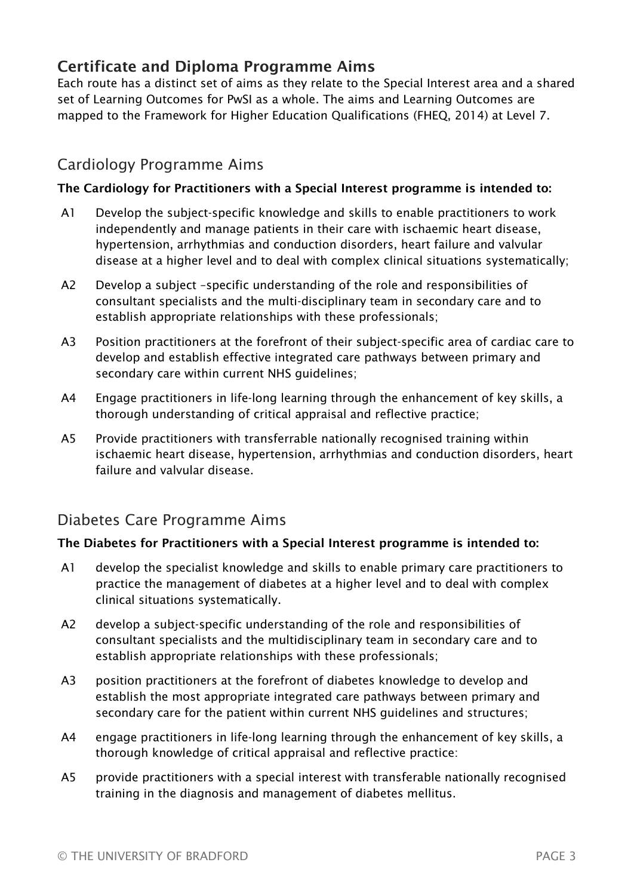## Certificate and Diploma Programme Aims

Each route has a distinct set of aims as they relate to the Special Interest area and a shared set of Learning Outcomes for PwSI as a whole. The aims and Learning Outcomes are mapped to the Framework for Higher Education Qualifications (FHEQ, 2014) at Level 7.

### Cardiology Programme Aims

**The Cardiology for Practitioners with a Special Interest programme is intended to:**

- A1 Develop the subject-specific knowledge and skills to enable practitioners to work independently and manage patients in their care with ischaemic heart disease, hypertension, arrhythmias and conduction disorders, heart failure and valvular disease at a higher level and to deal with complex clinical situations systematically;
- A2 Develop a subject –specific understanding of the role and responsibilities of consultant specialists and the multi-disciplinary team in secondary care and to establish appropriate relationships with these professionals;
- A3 Position practitioners at the forefront of their subject-specific area of cardiac care to develop and establish effective integrated care pathways between primary and secondary care within current NHS guidelines;
- A4 Engage practitioners in life-long learning through the enhancement of key skills, a thorough understanding of critical appraisal and reflective practice;
- A5 Provide practitioners with transferrable nationally recognised training within ischaemic heart disease, hypertension, arrhythmias and conduction disorders, heart failure and valvular disease.

### Diabetes Care Programme Aims

**The Diabetes for Practitioners with a Special Interest programme is intended to:**

- A1 develop the specialist knowledge and skills to enable primary care practitioners to practice the management of diabetes at a higher level and to deal with complex clinical situations systematically.
- A2 develop a subject-specific understanding of the role and responsibilities of consultant specialists and the multidisciplinary team in secondary care and to establish appropriate relationships with these professionals;
- A3 position practitioners at the forefront of diabetes knowledge to develop and establish the most appropriate integrated care pathways between primary and secondary care for the patient within current NHS guidelines and structures;
- A4 engage practitioners in life-long learning through the enhancement of key skills, a thorough knowledge of critical appraisal and reflective practice:
- A5 provide practitioners with a special interest with transferable nationally recognised training in the diagnosis and management of diabetes mellitus.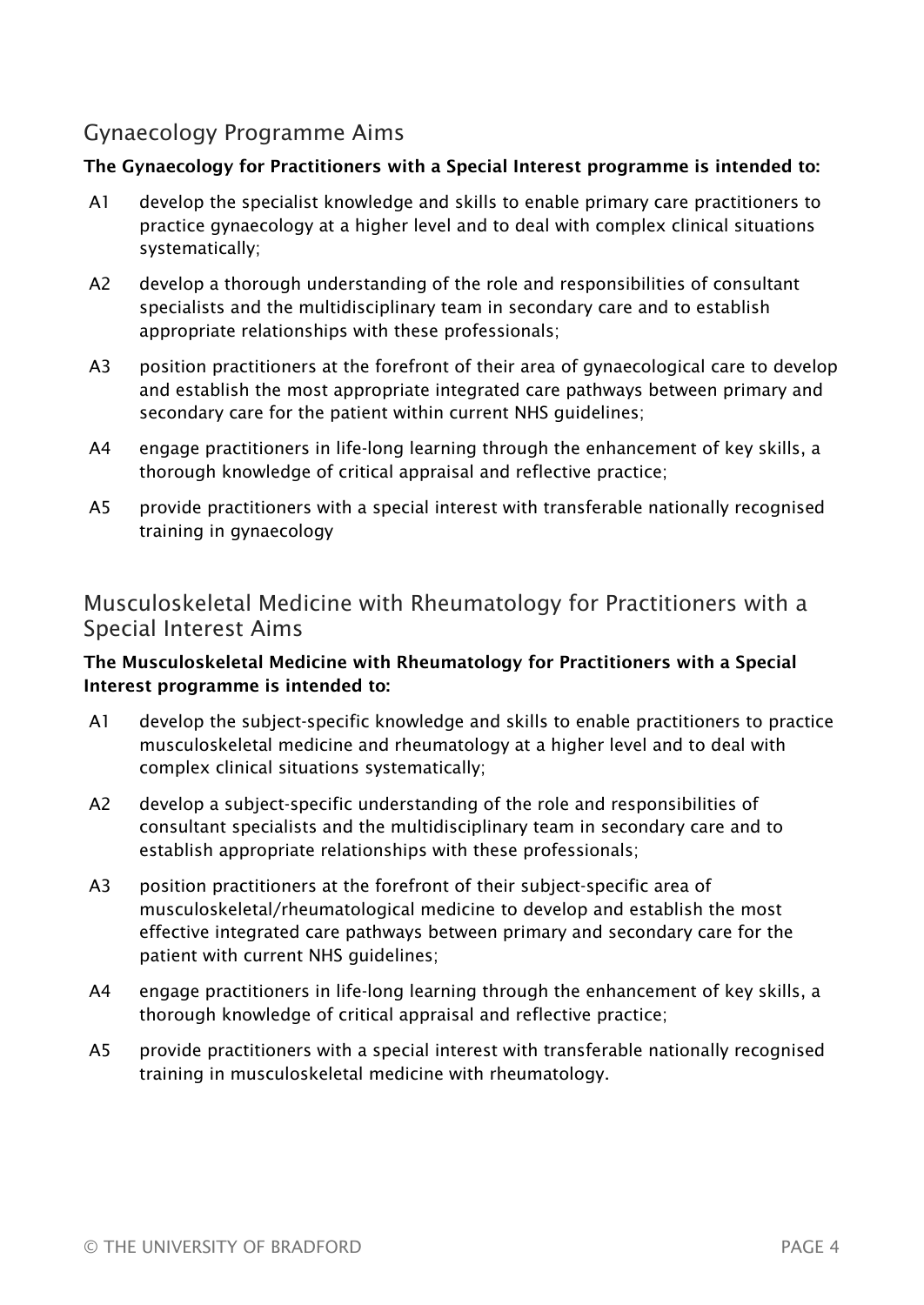## Gynaecology Programme Aims

**The Gynaecology for Practitioners with a Special Interest programme is intended to:**

- A1 develop the specialist knowledge and skills to enable primary care practitioners to practice gynaecology at a higher level and to deal with complex clinical situations systematically;
- A2 develop a thorough understanding of the role and responsibilities of consultant specialists and the multidisciplinary team in secondary care and to establish appropriate relationships with these professionals;
- A3 position practitioners at the forefront of their area of gynaecological care to develop and establish the most appropriate integrated care pathways between primary and secondary care for the patient within current NHS guidelines;
- A4 engage practitioners in life-long learning through the enhancement of key skills, a thorough knowledge of critical appraisal and reflective practice;
- A5 provide practitioners with a special interest with transferable nationally recognised training in gynaecology

## Musculoskeletal Medicine with Rheumatology for Practitioners with a Special Interest Aims

**The Musculoskeletal Medicine with Rheumatology for Practitioners with a Special Interest programme is intended to:**

- A1 develop the subject-specific knowledge and skills to enable practitioners to practice musculoskeletal medicine and rheumatology at a higher level and to deal with complex clinical situations systematically;
- A2 develop a subject-specific understanding of the role and responsibilities of consultant specialists and the multidisciplinary team in secondary care and to establish appropriate relationships with these professionals;
- A3 position practitioners at the forefront of their subject-specific area of musculoskeletal/rheumatological medicine to develop and establish the most effective integrated care pathways between primary and secondary care for the patient with current NHS guidelines;
- A4 engage practitioners in life-long learning through the enhancement of key skills, a thorough knowledge of critical appraisal and reflective practice;
- A5 provide practitioners with a special interest with transferable nationally recognised training in musculoskeletal medicine with rheumatology.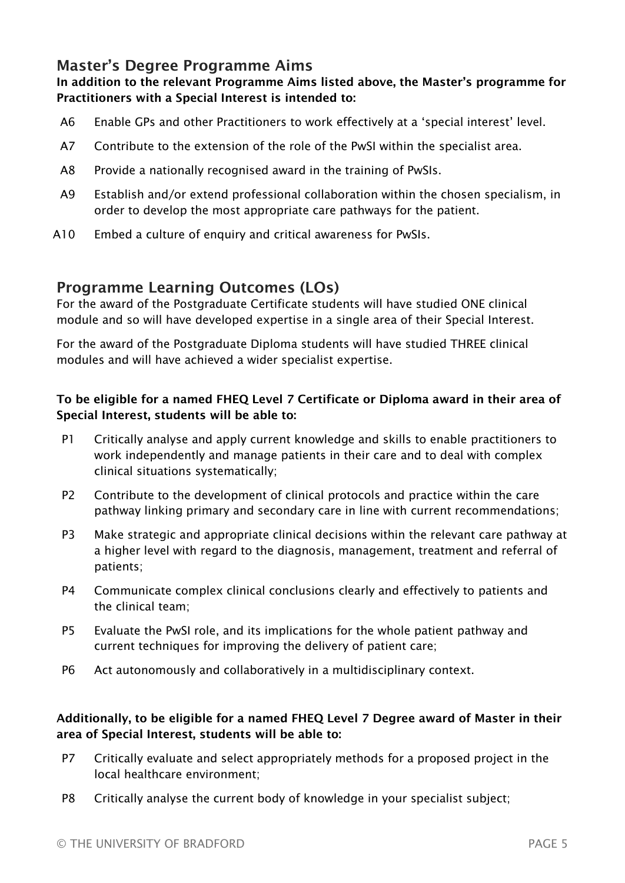## Master's Degree Programme Aims

**In addition to the relevant Programme Aims listed above, the Master's programme for Practitioners with a Special Interest is intended to:**

- A6 Enable GPs and other Practitioners to work effectively at a 'special interest' level.
- A7 Contribute to the extension of the role of the PwSI within the specialist area.
- A8 Provide a nationally recognised award in the training of PwSIs.
- A9 Establish and/or extend professional collaboration within the chosen specialism, in order to develop the most appropriate care pathways for the patient.
- A10 Embed a culture of enquiry and critical awareness for PwSIs.

## Programme Learning Outcomes (LOs)

For the award of the Postgraduate Certificate students will have studied ONE clinical module and so will have developed expertise in a single area of their Special Interest.

For the award of the Postgraduate Diploma students will have studied THREE clinical modules and will have achieved a wider specialist expertise.

**To be eligible for a named FHEQ Level 7 Certificate or Diploma award in their area of Special Interest, students will be able to:**

- P1 Critically analyse and apply current knowledge and skills to enable practitioners to work independently and manage patients in their care and to deal with complex clinical situations systematically;
- P2 Contribute to the development of clinical protocols and practice within the care pathway linking primary and secondary care in line with current recommendations;
- P3 Make strategic and appropriate clinical decisions within the relevant care pathway at a higher level with regard to the diagnosis, management, treatment and referral of patients;
- P4 Communicate complex clinical conclusions clearly and effectively to patients and the clinical team;
- P5 Evaluate the PwSI role, and its implications for the whole patient pathway and current techniques for improving the delivery of patient care;
- P6 Act autonomously and collaboratively in a multidisciplinary context.

**Additionally, to be eligible for a named FHEQ Level 7 Degree award of Master in their area of Special Interest, students will be able to:**

- P7 Critically evaluate and select appropriately methods for a proposed project in the local healthcare environment;
- P8 Critically analyse the current body of knowledge in your specialist subject;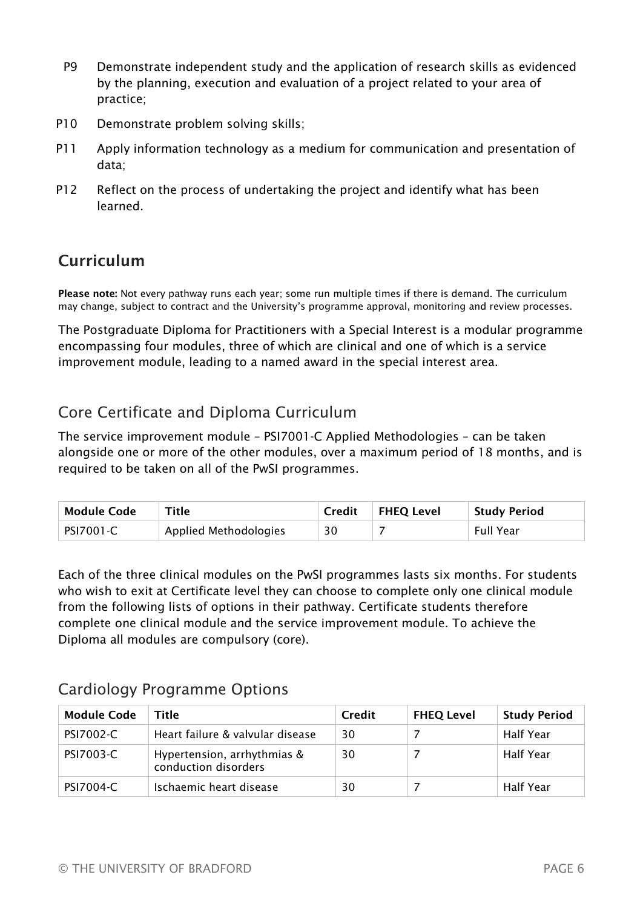P9 Demonstrate independent study and the application of research skills as evidenced by the planning, execution and evaluation of a project related to your area of practice;

P10 Demonstrate problem solving skills;

P11 Apply information technology as a medium for communication and presentation of data;

P12 Reflect on the process of undertaking the project and identify what has been learned.

## Curriculum

**Please note:** Not every pathway runs each year; some run multiple times if there is demand. The curriculum may change, subject to contract and the University's programme approval, monitoring and review processes.

The Postgraduate Diploma for Practitioners with a Special Interest is a modular programme encompassing four modules, three of which are clinical and one of which is a service improvement module, leading to a named award in the special interest area.

### Core Certificate and Diploma Curriculum

The service improvement module – PSI7001-C Applied Methodologies – can be taken alongside one or more of the other modules, over a maximum period of 18 months, and is required to be taken on all of the PwSI programmes.

| Module Code | Title | Credit | FHEQ Level | Study Period |
|---|---|---|---|---|
| PSI7001-C | Applied Methodologies | 30 | 7 | Full Year |

Each of the three clinical modules on the PwSI programmes lasts six months. For students who wish to exit at Certificate level they can choose to complete only one clinical module from the following lists of options in their pathway. Certificate students therefore complete one clinical module and the service improvement module. To achieve the Diploma all modules are compulsory (core).

### Cardiology Programme Options

| Module Code | Title | Credit | FHEQ Level | Study Period |
|---|---|---|---|---|
| PSI7002-C | Heart failure & valvular disease | 30 | 7 | Half Year |
| PSI7003-C | Hypertension, arrhythmias & conduction disorders | 30 | 7 | Half Year |
| PSI7004-C | Ischaemic heart disease | 30 | 7 | Half Year |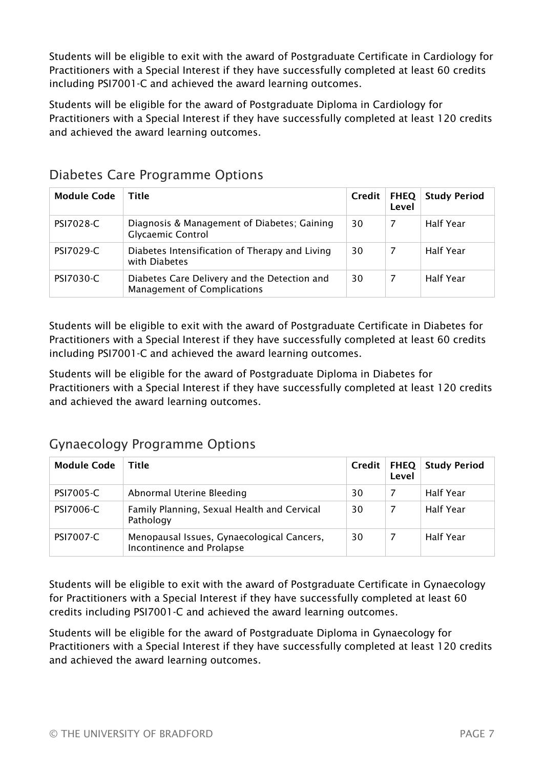Students will be eligible to exit with the award of Postgraduate Certificate in Cardiology for Practitioners with a Special Interest if they have successfully completed at least 60 credits including PSI7001-C and achieved the award learning outcomes.

Students will be eligible for the award of Postgraduate Diploma in Cardiology for Practitioners with a Special Interest if they have successfully completed at least 120 credits and achieved the award learning outcomes.

## Diabetes Care Programme Options

| Module Code | Title | Credit | FHEQ Level | Study Period |
|---|---|---|---|---|
| PSI7028-C | Diagnosis & Management of Diabetes; Gaining Glycaemic Control | 30 | 7 | Half Year |
| PSI7029-C | Diabetes Intensification of Therapy and Living with Diabetes | 30 | 7 | Half Year |
| PSI7030-C | Diabetes Care Delivery and the Detection and Management of Complications | 30 | 7 | Half Year |

Students will be eligible to exit with the award of Postgraduate Certificate in Diabetes for Practitioners with a Special Interest if they have successfully completed at least 60 credits including PSI7001-C and achieved the award learning outcomes.

Students will be eligible for the award of Postgraduate Diploma in Diabetes for Practitioners with a Special Interest if they have successfully completed at least 120 credits and achieved the award learning outcomes.

## Gynaecology Programme Options

| Module Code | Title | Credit | FHEQ Level | Study Period |
|---|---|---|---|---|
| PSI7005-C | Abnormal Uterine Bleeding | 30 | 7 | Half Year |
| PSI7006-C | Family Planning, Sexual Health and Cervical Pathology | 30 | 7 | Half Year |
| PSI7007-C | Menopausal Issues, Gynaecological Cancers, Incontinence and Prolapse | 30 | 7 | Half Year |

Students will be eligible to exit with the award of Postgraduate Certificate in Gynaecology for Practitioners with a Special Interest if they have successfully completed at least 60 credits including PSI7001-C and achieved the award learning outcomes.

Students will be eligible for the award of Postgraduate Diploma in Gynaecology for Practitioners with a Special Interest if they have successfully completed at least 120 credits and achieved the award learning outcomes.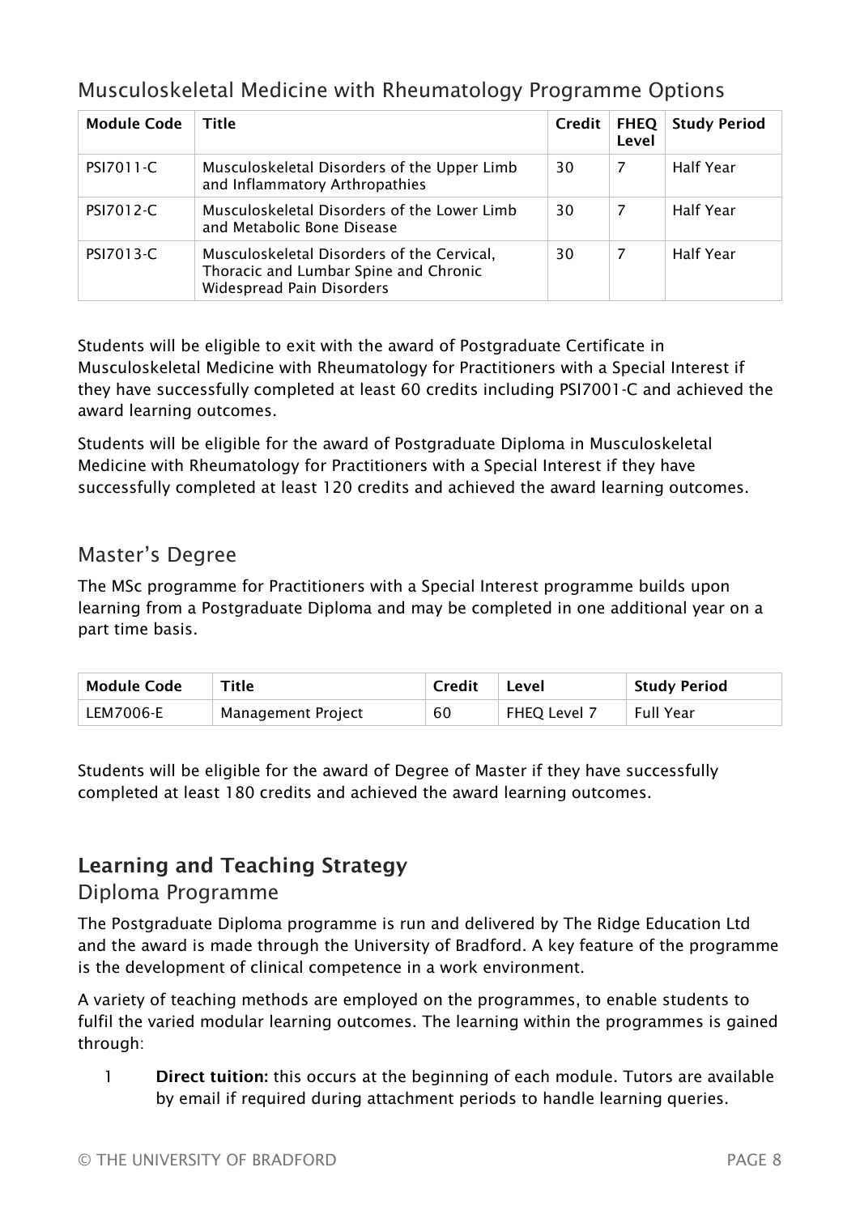## Musculoskeletal Medicine with Rheumatology Programme Options

| Module Code | Title | Credit | FHEQ Level | Study Period |
|---|---|---|---|---|
| PSI7011-C | Musculoskeletal Disorders of the Upper Limb and Inflammatory Arthropathies | 30 | 7 | Half Year |
| PSI7012-C | Musculoskeletal Disorders of the Lower Limb and Metabolic Bone Disease | 30 | 7 | Half Year |
| PSI7013-C | Musculoskeletal Disorders of the Cervical, Thoracic and Lumbar Spine and Chronic Widespread Pain Disorders | 30 | 7 | Half Year |

Students will be eligible to exit with the award of Postgraduate Certificate in Musculoskeletal Medicine with Rheumatology for Practitioners with a Special Interest if they have successfully completed at least 60 credits including PSI7001-C and achieved the award learning outcomes.

Students will be eligible for the award of Postgraduate Diploma in Musculoskeletal Medicine with Rheumatology for Practitioners with a Special Interest if they have successfully completed at least 120 credits and achieved the award learning outcomes.

## Master's Degree

The MSc programme for Practitioners with a Special Interest programme builds upon learning from a Postgraduate Diploma and may be completed in one additional year on a part time basis.

| Module Code | Title | Credit | Level | Study Period |
|---|---|---|---|---|
| LEM7006-E | Management Project | 60 | FHEQ Level 7 | Full Year |

Students will be eligible for the award of Degree of Master if they have successfully completed at least 180 credits and achieved the award learning outcomes.

# Learning and Teaching Strategy

## Diploma Programme

The Postgraduate Diploma programme is run and delivered by The Ridge Education Ltd and the award is made through the University of Bradford. A key feature of the programme is the development of clinical competence in a work environment.

A variety of teaching methods are employed on the programmes, to enable students to fulfil the varied modular learning outcomes. The learning within the programmes is gained through:

1. **Direct tuition:** this occurs at the beginning of each module. Tutors are available by email if required during attachment periods to handle learning queries.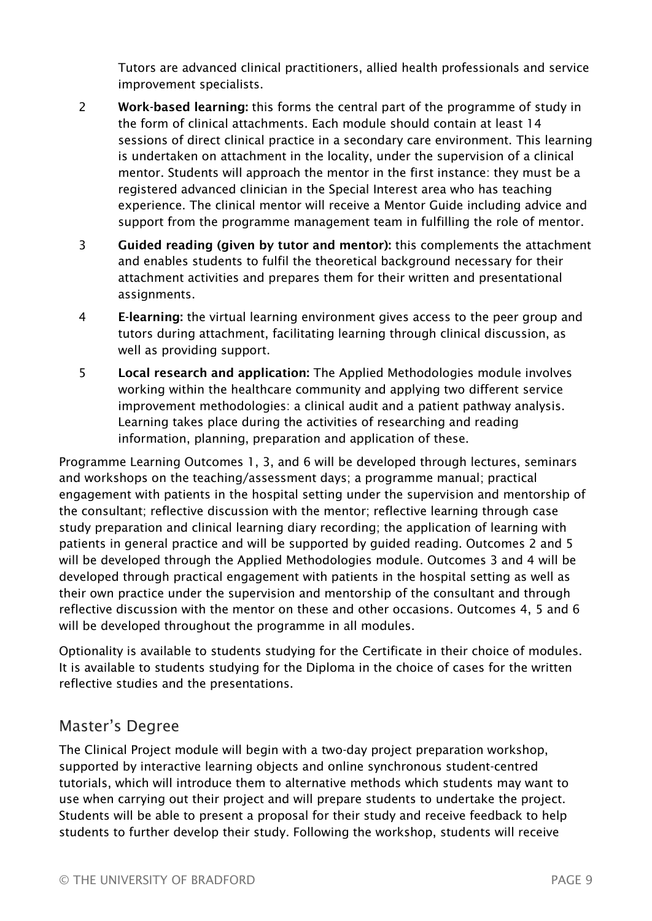Tutors are advanced clinical practitioners, allied health professionals and service improvement specialists.

2. **Work-based learning:** this forms the central part of the programme of study in the form of clinical attachments. Each module should contain at least 14 sessions of direct clinical practice in a secondary care environment. This learning is undertaken on attachment in the locality, under the supervision of a clinical mentor. Students will approach the mentor in the first instance: they must be a registered advanced clinician in the Special Interest area who has teaching experience. The clinical mentor will receive a Mentor Guide including advice and support from the programme management team in fulfilling the role of mentor.

3. **Guided reading (given by tutor and mentor):** this complements the attachment and enables students to fulfil the theoretical background necessary for their attachment activities and prepares them for their written and presentational assignments.

4. **E-learning:** the virtual learning environment gives access to the peer group and tutors during attachment, facilitating learning through clinical discussion, as well as providing support.

5. **Local research and application:** The Applied Methodologies module involves working within the healthcare community and applying two different service improvement methodologies: a clinical audit and a patient pathway analysis. Learning takes place during the activities of researching and reading information, planning, preparation and application of these.

Programme Learning Outcomes 1, 3, and 6 will be developed through lectures, seminars and workshops on the teaching/assessment days; a programme manual; practical engagement with patients in the hospital setting under the supervision and mentorship of the consultant; reflective discussion with the mentor; reflective learning through case study preparation and clinical learning diary recording; the application of learning with patients in general practice and will be supported by guided reading. Outcomes 2 and 5 will be developed through the Applied Methodologies module. Outcomes 3 and 4 will be developed through practical engagement with patients in the hospital setting as well as their own practice under the supervision and mentorship of the consultant and through reflective discussion with the mentor on these and other occasions. Outcomes 4, 5 and 6 will be developed throughout the programme in all modules.

Optionality is available to students studying for the Certificate in their choice of modules. It is available to students studying for the Diploma in the choice of cases for the written reflective studies and the presentations.

## Master's Degree

The Clinical Project module will begin with a two-day project preparation workshop, supported by interactive learning objects and online synchronous student-centred tutorials, which will introduce them to alternative methods which students may want to use when carrying out their project and will prepare students to undertake the project. Students will be able to present a proposal for their study and receive feedback to help students to further develop their study. Following the workshop, students will receive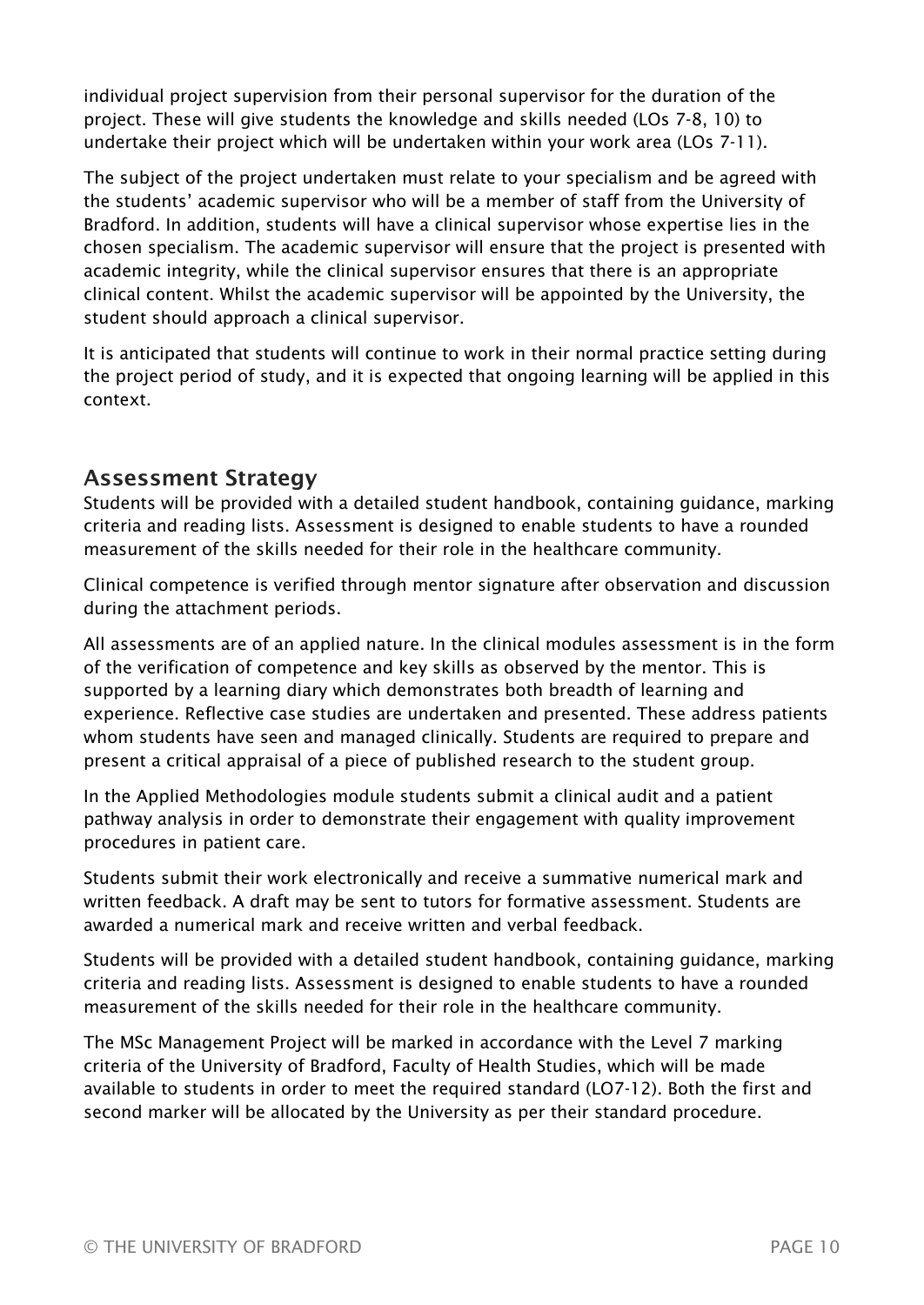individual project supervision from their personal supervisor for the duration of the project. These will give students the knowledge and skills needed (LOs 7-8, 10) to undertake their project which will be undertaken within your work area (LOs 7-11).

The subject of the project undertaken must relate to your specialism and be agreed with the students' academic supervisor who will be a member of staff from the University of Bradford. In addition, students will have a clinical supervisor whose expertise lies in the chosen specialism. The academic supervisor will ensure that the project is presented with academic integrity, while the clinical supervisor ensures that there is an appropriate clinical content. Whilst the academic supervisor will be appointed by the University, the student should approach a clinical supervisor.

It is anticipated that students will continue to work in their normal practice setting during the project period of study, and it is expected that ongoing learning will be applied in this context.

## Assessment Strategy

Students will be provided with a detailed student handbook, containing guidance, marking criteria and reading lists. Assessment is designed to enable students to have a rounded measurement of the skills needed for their role in the healthcare community.

Clinical competence is verified through mentor signature after observation and discussion during the attachment periods.

All assessments are of an applied nature. In the clinical modules assessment is in the form of the verification of competence and key skills as observed by the mentor. This is supported by a learning diary which demonstrates both breadth of learning and experience. Reflective case studies are undertaken and presented. These address patients whom students have seen and managed clinically. Students are required to prepare and present a critical appraisal of a piece of published research to the student group.

In the Applied Methodologies module students submit a clinical audit and a patient pathway analysis in order to demonstrate their engagement with quality improvement procedures in patient care.

Students submit their work electronically and receive a summative numerical mark and written feedback. A draft may be sent to tutors for formative assessment. Students are awarded a numerical mark and receive written and verbal feedback.

Students will be provided with a detailed student handbook, containing guidance, marking criteria and reading lists. Assessment is designed to enable students to have a rounded measurement of the skills needed for their role in the healthcare community.

The MSc Management Project will be marked in accordance with the Level 7 marking criteria of the University of Bradford, Faculty of Health Studies, which will be made available to students in order to meet the required standard (LO7-12). Both the first and second marker will be allocated by the University as per their standard procedure.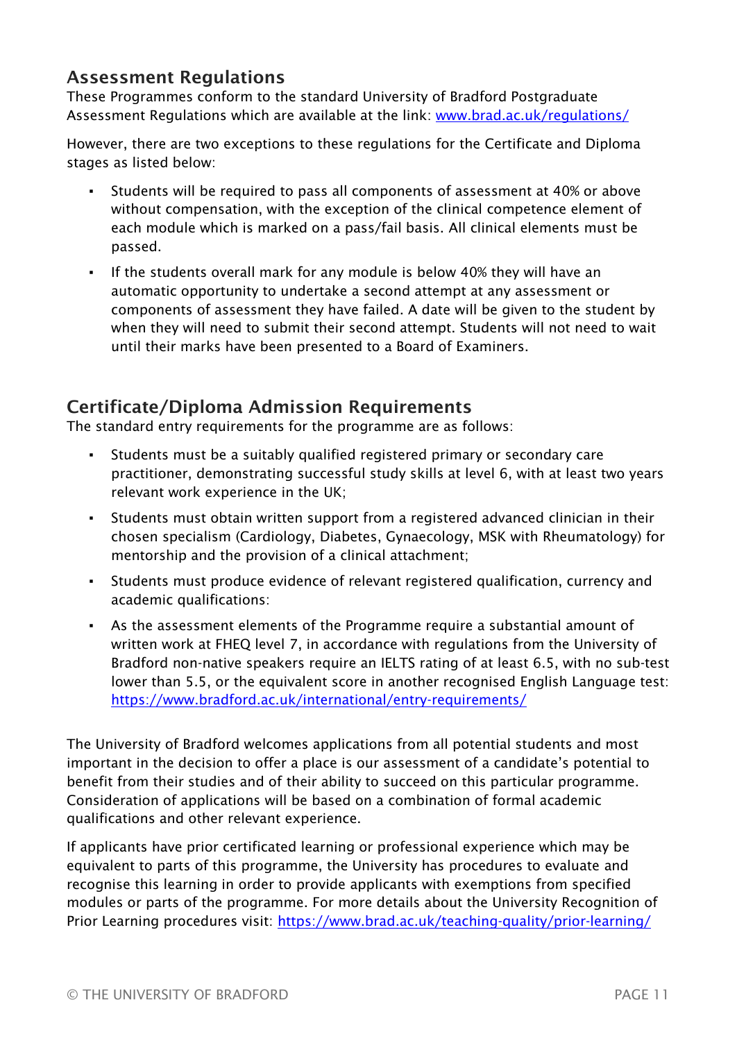## Assessment Regulations

These Programmes conform to the standard University of Bradford Postgraduate Assessment Regulations which are available at the link: [www.brad.ac.uk/regulations/](www.brad.ac.uk/regulations/)

However, there are two exceptions to these regulations for the Certificate and Diploma stages as listed below:

- Students will be required to pass all components of assessment at 40% or above without compensation, with the exception of the clinical competence element of each module which is marked on a pass/fail basis. All clinical elements must be passed.
- If the students overall mark for any module is below 40% they will have an automatic opportunity to undertake a second attempt at any assessment or components of assessment they have failed. A date will be given to the student by when they will need to submit their second attempt. Students will not need to wait until their marks have been presented to a Board of Examiners.

## Certificate/Diploma Admission Requirements

The standard entry requirements for the programme are as follows:

- Students must be a suitably qualified registered primary or secondary care practitioner, demonstrating successful study skills at level 6, with at least two years relevant work experience in the UK;
- Students must obtain written support from a registered advanced clinician in their chosen specialism (Cardiology, Diabetes, Gynaecology, MSK with Rheumatology) for mentorship and the provision of a clinical attachment;
- Students must produce evidence of relevant registered qualification, currency and academic qualifications:
- As the assessment elements of the Programme require a substantial amount of written work at FHEQ level 7, in accordance with regulations from the University of Bradford non-native speakers require an IELTS rating of at least 6.5, with no sub-test lower than 5.5, or the equivalent score in another recognised English Language test: [https://www.bradford.ac.uk/international/entry-requirements/](https://www.bradford.ac.uk/international/entry-requirements/)

The University of Bradford welcomes applications from all potential students and most important in the decision to offer a place is our assessment of a candidate's potential to benefit from their studies and of their ability to succeed on this particular programme. Consideration of applications will be based on a combination of formal academic qualifications and other relevant experience.

If applicants have prior certificated learning or professional experience which may be equivalent to parts of this programme, the University has procedures to evaluate and recognise this learning in order to provide applicants with exemptions from specified modules or parts of the programme. For more details about the University Recognition of Prior Learning procedures visit: [https://www.brad.ac.uk/teaching-quality/prior-learning/](https://www.brad.ac.uk/teaching-quality/prior-learning/)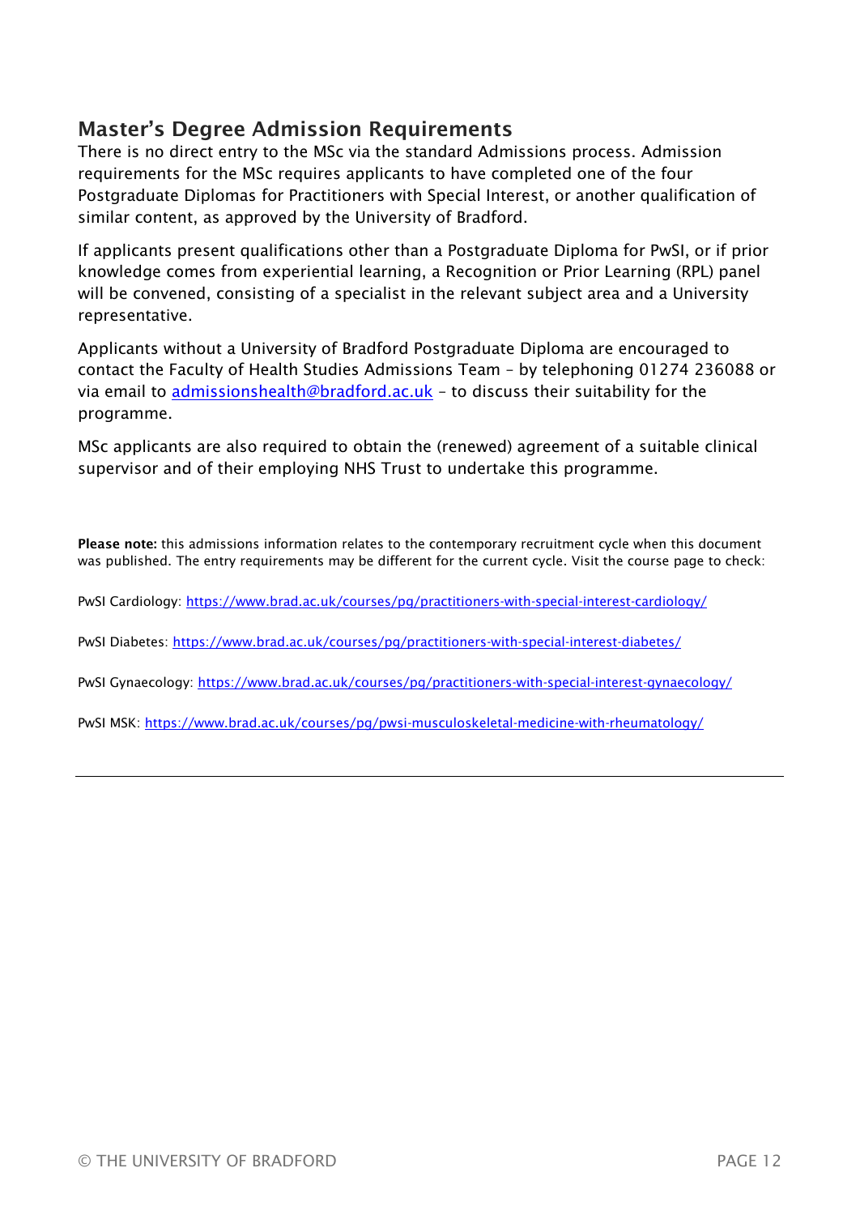## Master's Degree Admission Requirements

There is no direct entry to the MSc via the standard Admissions process. Admission requirements for the MSc requires applicants to have completed one of the four Postgraduate Diplomas for Practitioners with Special Interest, or another qualification of similar content, as approved by the University of Bradford.

If applicants present qualifications other than a Postgraduate Diploma for PwSI, or if prior knowledge comes from experiential learning, a Recognition or Prior Learning (RPL) panel will be convened, consisting of a specialist in the relevant subject area and a University representative.

Applicants without a University of Bradford Postgraduate Diploma are encouraged to contact the Faculty of Health Studies Admissions Team – by telephoning 01274 236088 or via email to [admissionshealth@bradford.ac.uk](mailto:admissionshealth@bradford.ac.uk) – to discuss their suitability for the programme.

MSc applicants are also required to obtain the (renewed) agreement of a suitable clinical supervisor and of their employing NHS Trust to undertake this programme.

**Please note:** this admissions information relates to the contemporary recruitment cycle when this document was published. The entry requirements may be different for the current cycle. Visit the course page to check:

PwSI Cardiology: [https://www.brad.ac.uk/courses/pg/practitioners-with-special-interest-cardiology/](https://www.brad.ac.uk/courses/pg/practitioners-with-special-interest-cardiology/)

PwSI Diabetes: [https://www.brad.ac.uk/courses/pg/practitioners-with-special-interest-diabetes/](https://www.brad.ac.uk/courses/pg/practitioners-with-special-interest-diabetes/)

PwSI Gynaecology: [https://www.brad.ac.uk/courses/pg/practitioners-with-special-interest-gynaecology/](https://www.brad.ac.uk/courses/pg/practitioners-with-special-interest-gynaecology/)

PwSI MSK: [https://www.brad.ac.uk/courses/pg/pwsi-musculoskeletal-medicine-with-rheumatology/](https://www.brad.ac.uk/courses/pg/pwsi-musculoskeletal-medicine-with-rheumatology/)

---